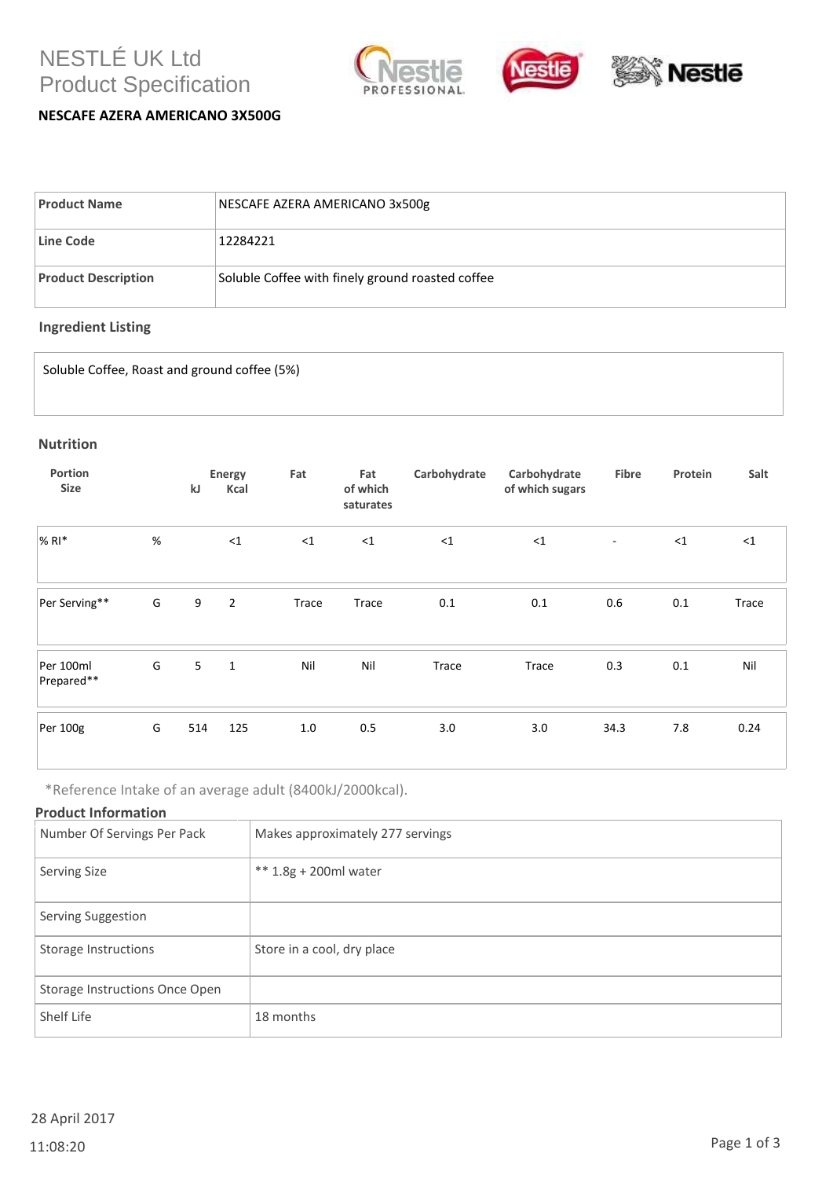# NESTLÉ UK Ltd
# Product Specification

**NESCAFE AZERA AMERICANO 3X500G**

| **Product Name** | NESCAFE AZERA AMERICANO 3x500g |
|---|---|
| **Line Code** | 12284221 |
| **Product Description** | Soluble Coffee with finely ground roasted coffee |

## Ingredient Listing

Soluble Coffee, Roast and ground coffee (5%)

## Nutrition

| Portion Size | | Energy kJ | Energy Kcal | Fat | Fat of which saturates | Carbohydrate | Carbohydrate of which sugars | Fibre | Protein | Salt |
|---|---|---|---|---|---|---|---|---|---|---|
| % RI* | % | | <1 | <1 | <1 | <1 | <1 | - | <1 | <1 |
| Per Serving** | G | 9 | 2 | Trace | Trace | 0.1 | 0.1 | 0.6 | 0.1 | Trace |
| Per 100ml Prepared** | G | 5 | 1 | Nil | Nil | Trace | Trace | 0.3 | 0.1 | Nil |
| Per 100g | G | 514 | 125 | 1.0 | 0.5 | 3.0 | 3.0 | 34.3 | 7.8 | 0.24 |

*Reference Intake of an average adult (8400kJ/2000kcal).

## Product Information

| Number Of Servings Per Pack | Makes approximately 277 servings |
|---|---|
| Serving Size | ** 1.8g + 200ml water |
| Serving Suggestion | |
| Storage Instructions | Store in a cool, dry place |
| Storage Instructions Once Open | |
| Shelf Life | 18 months |

28 April 2017

11:08:20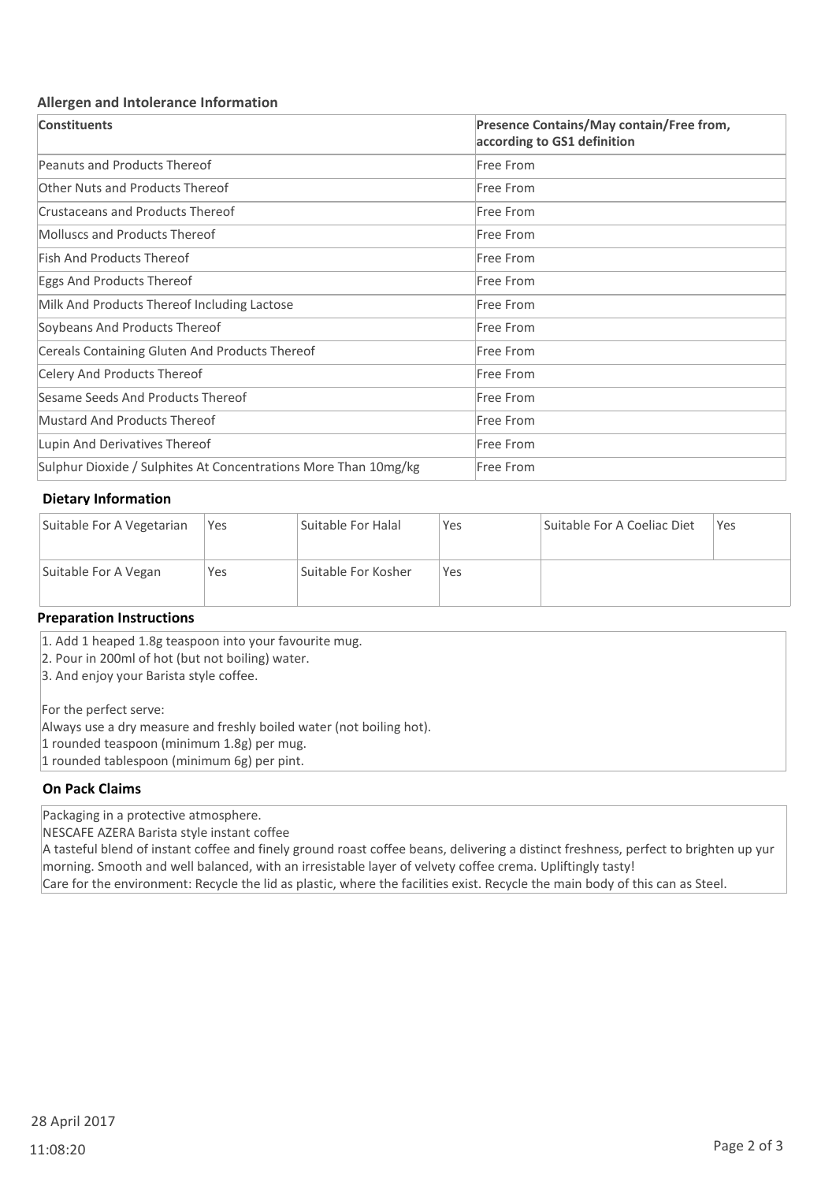## Allergen and Intolerance Information

| Constituents | Presence Contains/May contain/Free from, according to GS1 definition |
| --- | --- |
| Peanuts and Products Thereof | Free From |
| Other Nuts and Products Thereof | Free From |
| Crustaceans and Products Thereof | Free From |
| Molluscs and Products Thereof | Free From |
| Fish And Products Thereof | Free From |
| Eggs And Products Thereof | Free From |
| Milk And Products Thereof Including Lactose | Free From |
| Soybeans And Products Thereof | Free From |
| Cereals Containing Gluten And Products Thereof | Free From |
| Celery And Products Thereof | Free From |
| Sesame Seeds And Products Thereof | Free From |
| Mustard And Products Thereof | Free From |
| Lupin And Derivatives Thereof | Free From |
| Sulphur Dioxide / Sulphites At Concentrations More Than 10mg/kg | Free From |

## Dietary Information

| Suitable For A Vegetarian | Yes | Suitable For Halal | Yes | Suitable For A Coeliac Diet | Yes |
| --- | --- | --- | --- | --- | --- |
| Suitable For A Vegan | Yes | Suitable For Kosher | Yes | | |

## Preparation Instructions

1. Add 1 heaped 1.8g teaspoon into your favourite mug.
2. Pour in 200ml of hot (but not boiling) water.
3. And enjoy your Barista style coffee.

For the perfect serve:
Always use a dry measure and freshly boiled water (not boiling hot).
1 rounded teaspoon (minimum 1.8g) per mug.
1 rounded tablespoon (minimum 6g) per pint.

## On Pack Claims

Packaging in a protective atmosphere.
NESCAFE AZERA Barista style instant coffee
A tasteful blend of instant coffee and finely ground roast coffee beans, delivering a distinct freshness, perfect to brighten up yur morning. Smooth and well balanced, with an irresistable layer of velvety coffee crema. Upliftingly tasty!
Care for the environment: Recycle the lid as plastic, where the facilities exist. Recycle the main body of this can as Steel.

28 April 2017
11:08:20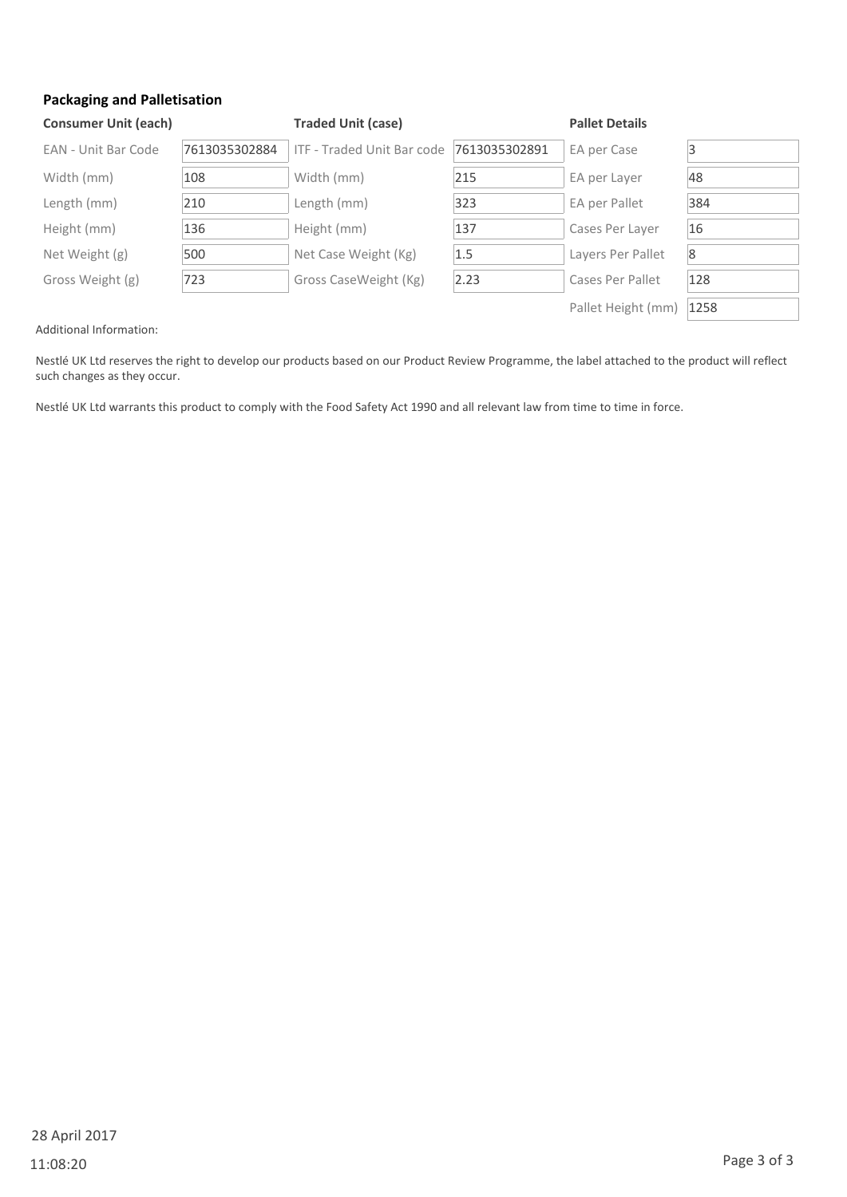### Packaging and Palletisation

| Consumer Unit (each) | | Traded Unit (case) | | Pallet Details | |
|---|---|---|---|---|---|
| EAN - Unit Bar Code | 7613035302884 | ITF - Traded Unit Bar code | 7613035302891 | EA per Case | 3 |
| Width (mm) | 108 | Width (mm) | 215 | EA per Layer | 48 |
| Length (mm) | 210 | Length (mm) | 323 | EA per Pallet | 384 |
| Height (mm) | 136 | Height (mm) | 137 | Cases Per Layer | 16 |
| Net Weight (g) | 500 | Net Case Weight (Kg) | 1.5 | Layers Per Pallet | 8 |
| Gross Weight (g) | 723 | Gross CaseWeight (Kg) | 2.23 | Cases Per Pallet | 128 |
| | | | | Pallet Height (mm) | 1258 |

Additional Information:

Nestlé UK Ltd reserves the right to develop our products based on our Product Review Programme, the label attached to the product will reflect such changes as they occur.

Nestlé UK Ltd warrants this product to comply with the Food Safety Act 1990 and all relevant law from time to time in force.

28 April 2017

11:08:20